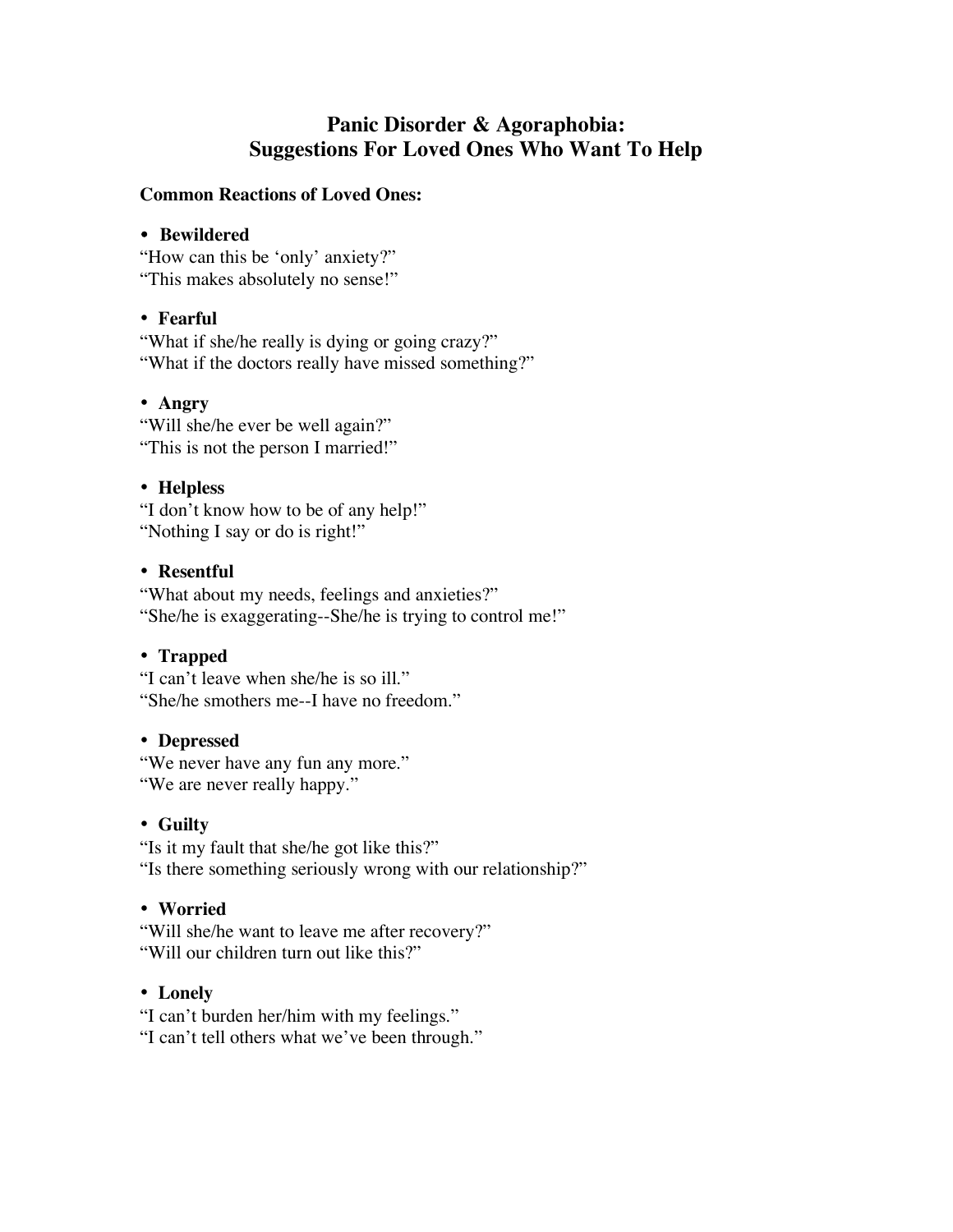# Panic Disorder & Agoraphobia: Suggestions For Loved Ones Who Want To Help

**Common Reactions of Loved Ones:**

- **Bewildered**

"How can this be 'only' anxiety?"
"This makes absolutely no sense!"

- **Fearful**

"What if she/he really is dying or going crazy?"
"What if the doctors really have missed something?"

- **Angry**

"Will she/he ever be well again?"
"This is not the person I married!"

- **Helpless**

"I don't know how to be of any help!"
"Nothing I say or do is right!"

- **Resentful**

"What about my needs, feelings and anxieties?"
"She/he is exaggerating--She/he is trying to control me!"

- **Trapped**

"I can't leave when she/he is so ill."
"She/he smothers me--I have no freedom."

- **Depressed**

"We never have any fun any more."
"We are never really happy."

- **Guilty**

"Is it my fault that she/he got like this?"
"Is there something seriously wrong with our relationship?"

- **Worried**

"Will she/he want to leave me after recovery?"
"Will our children turn out like this?"

- **Lonely**

"I can't burden her/him with my feelings."
"I can't tell others what we've been through."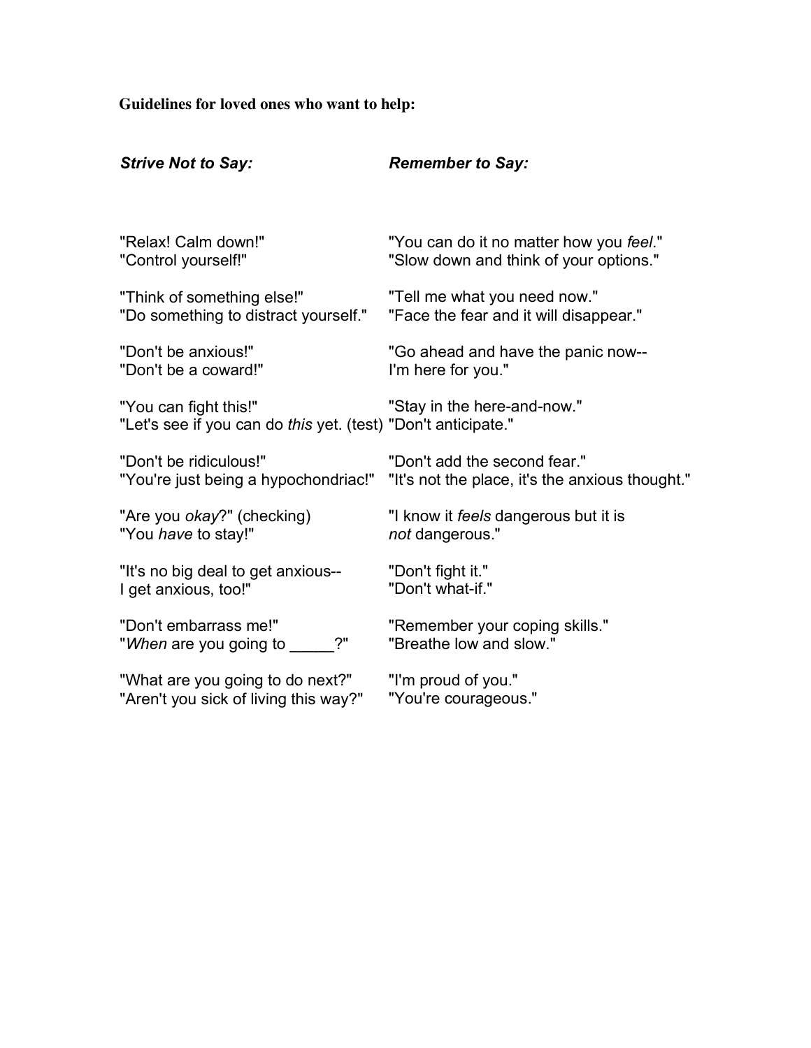**Guidelines for loved ones who want to help:**

| ***Strive Not to Say:*** | ***Remember to Say:*** |
|---|---|
| "Relax! Calm down!" | "You can do it no matter how you *feel*." |
| "Control yourself!" | "Slow down and think of your options." |
| "Think of something else!" | "Tell me what you need now." |
| "Do something to distract yourself." | "Face the fear and it will disappear." |
| "Don't be anxious!" | "Go ahead and have the panic now-- |
| "Don't be a coward!" | I'm here for you." |
| "You can fight this!" | "Stay in the here-and-now." |
| "Let's see if you can do *this* yet. (test) | "Don't anticipate." |
| "Don't be ridiculous!" | "Don't add the second fear." |
| "You're just being a hypochondriac!" | "It's not the place, it's the anxious thought." |
| "Are you *okay*?" (checking) | "I know it *feels* dangerous but it is |
| "You *have* to stay!" | *not* dangerous." |
| "It's no big deal to get anxious-- | "Don't fight it." |
| I get anxious, too!" | "Don't what-if." |
| "Don't embarrass me!" | "Remember your coping skills." |
| "*When* are you going to _____?" | "Breathe low and slow." |
| "What are you going to do next?" | "I'm proud of you." |
| "Aren't you sick of living this way?" | "You're courageous." |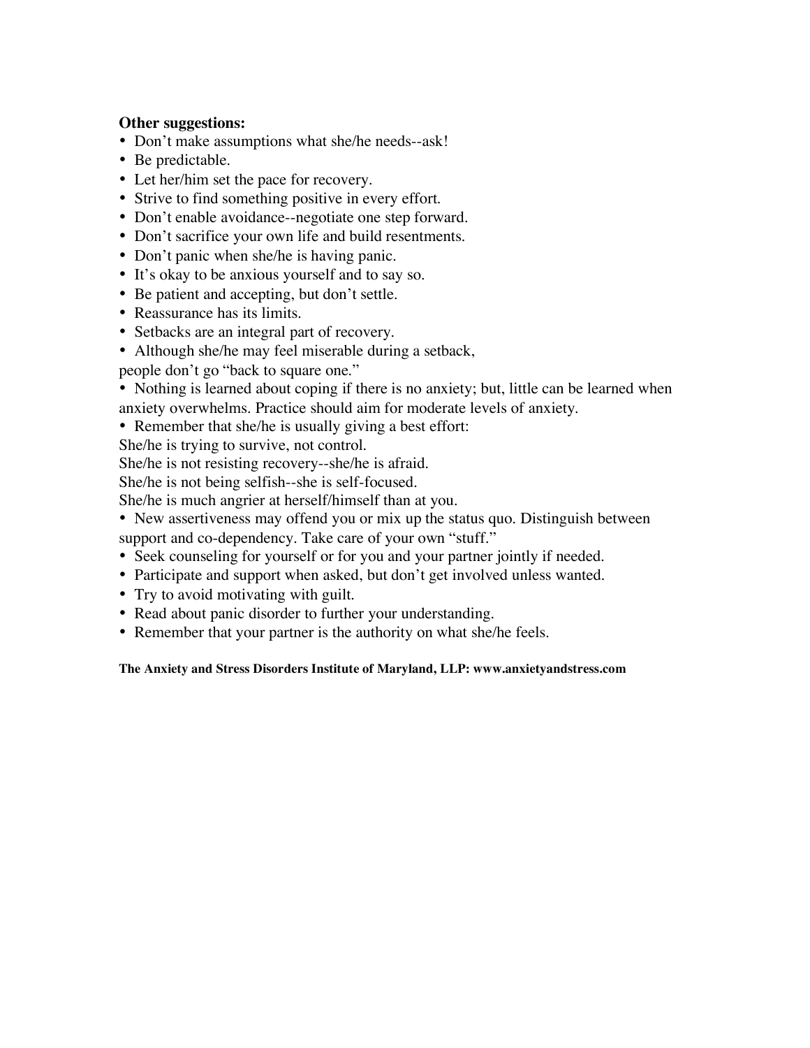**Other suggestions:**

- Don’t make assumptions what she/he needs--ask!
- Be predictable.
- Let her/him set the pace for recovery.
- Strive to find something positive in every effort.
- Don’t enable avoidance--negotiate one step forward.
- Don’t sacrifice your own life and build resentments.
- Don’t panic when she/he is having panic.
- It’s okay to be anxious yourself and to say so.
- Be patient and accepting, but don’t settle.
- Reassurance has its limits.
- Setbacks are an integral part of recovery.
- Although she/he may feel miserable during a setback, people don’t go “back to square one.”
- Nothing is learned about coping if there is no anxiety; but, little can be learned when anxiety overwhelms. Practice should aim for moderate levels of anxiety.
- Remember that she/he is usually giving a best effort:
  She/he is trying to survive, not control.
  She/he is not resisting recovery--she/he is afraid.
  She/he is not being selfish--she is self-focused.
  She/he is much angrier at herself/himself than at you.
- New assertiveness may offend you or mix up the status quo. Distinguish between support and co-dependency. Take care of your own “stuff.”
- Seek counseling for yourself or for you and your partner jointly if needed.
- Participate and support when asked, but don’t get involved unless wanted.
- Try to avoid motivating with guilt.
- Read about panic disorder to further your understanding.
- Remember that your partner is the authority on what she/he feels.

**The Anxiety and Stress Disorders Institute of Maryland, LLP: www.anxietyandstress.com**